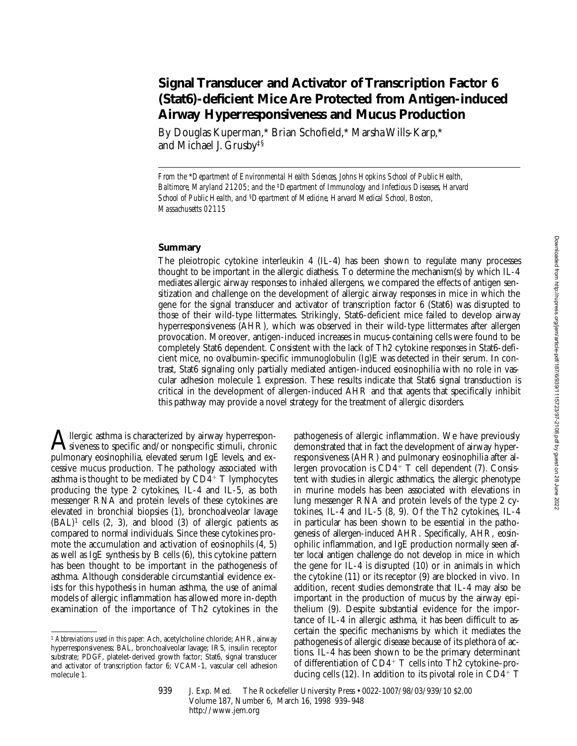# Signal Transducer and Activator of Transcription Factor 6 (Stat6)-deficient Mice Are Protected from Antigen-induced Airway Hyperresponsiveness and Mucus Production

By Douglas Kuperman,* Brian Schofield,* Marsha Wills-Karp,* and Michael J. Grusby‡§

*From the \*Department of Environmental Health Sciences, Johns Hopkins School of Public Health, Baltimore, Maryland 21205; and the ‡Department of Immunology and Infectious Diseases, Harvard School of Public Health, and §Department of Medicine, Harvard Medical School, Boston, Massachusetts 02115*

## Summary

The pleiotropic cytokine interleukin 4 (IL-4) has been shown to regulate many processes thought to be important in the allergic diathesis. To determine the mechanism(s) by which IL-4 mediates allergic airway responses to inhaled allergens, we compared the effects of antigen sensitization and challenge on the development of allergic airway responses in mice in which the gene for the signal transducer and activator of transcription factor 6 (Stat6) was disrupted to those of their wild-type littermates. Strikingly, Stat6-deficient mice failed to develop airway hyperresponsiveness (AHR), which was observed in their wild-type littermates after allergen provocation. Moreover, antigen-induced increases in mucus-containing cells were found to be completely Stat6 dependent. Consistent with the lack of Th2 cytokine responses in Stat6-deficient mice, no ovalbumin-specific immunoglobulin (Ig)E was detected in their serum. In contrast, Stat6 signaling only partially mediated antigen-induced eosinophilia with no role in vascular adhesion molecule 1 expression. These results indicate that Stat6 signal transduction is critical in the development of allergen-induced AHR and that agents that specifically inhibit this pathway may provide a novel strategy for the treatment of allergic disorders.

Allergic asthma is characterized by airway hyperresponsiveness to specific and/or nonspecific stimuli, chronic pulmonary eosinophilia, elevated serum IgE levels, and excessive mucus production. The pathology associated with asthma is thought to be mediated by $CD4^+$ T lymphocytes producing the type 2 cytokines, IL-4 and IL-5, as both messenger RNA and protein levels of these cytokines are elevated in bronchial biopsies (1), bronchoalveolar lavage (BAL)[1] cells (2, 3), and blood (3) of allergic patients as compared to normal individuals. Since these cytokines promote the accumulation and activation of eosinophils (4, 5) as well as IgE synthesis by B cells (6), this cytokine pattern has been thought to be important in the pathogenesis of asthma. Although considerable circumstantial evidence exists for this hypothesis in human asthma, the use of animal models of allergic inflammation has allowed more in-depth examination of the importance of Th2 cytokines in the pathogenesis of allergic inflammation. We have previously demonstrated that in fact the development of airway hyperresponsiveness (AHR) and pulmonary eosinophilia after allergen provocation is $CD4^+$ T cell dependent (7). Consistent with studies in allergic asthmatics, the allergic phenotype in murine models has been associated with elevations in lung messenger RNA and protein levels of the type 2 cytokines, IL-4 and IL-5 (8, 9). Of the Th2 cytokines, IL-4 in particular has been shown to be essential in the pathogenesis of allergen-induced AHR. Specifically, AHR, eosinophilic inflammation, and IgE production normally seen after local antigen challenge do not develop in mice in which the gene for IL-4 is disrupted (10) or in animals in which the cytokine (11) or its receptor (9) are blocked in vivo. In addition, recent studies demonstrate that IL-4 may also be important in the production of mucus by the airway epithelium (9). Despite substantial evidence for the importance of IL-4 in allergic asthma, it has been difficult to ascertain the specific mechanisms by which it mediates the pathogenesis of allergic disease because of its plethora of actions. IL-4 has been shown to be the primary determinant of differentiation of $CD4^+$ T cells into Th2 cytokine–producing cells (12). In addition to its pivotal role in $CD4^+$ T

[1] *Abbreviations used in this paper:* Ach, acetylcholine chloride; AHR, airway hyperresponsiveness; BAL, bronchoalveolar lavage; IRS, insulin receptor substrate; PDGF, platelet-derived growth factor; Stat6, signal transducer and activator of transcription factor 6; VCAM-1, vascular cell adhesion molecule 1.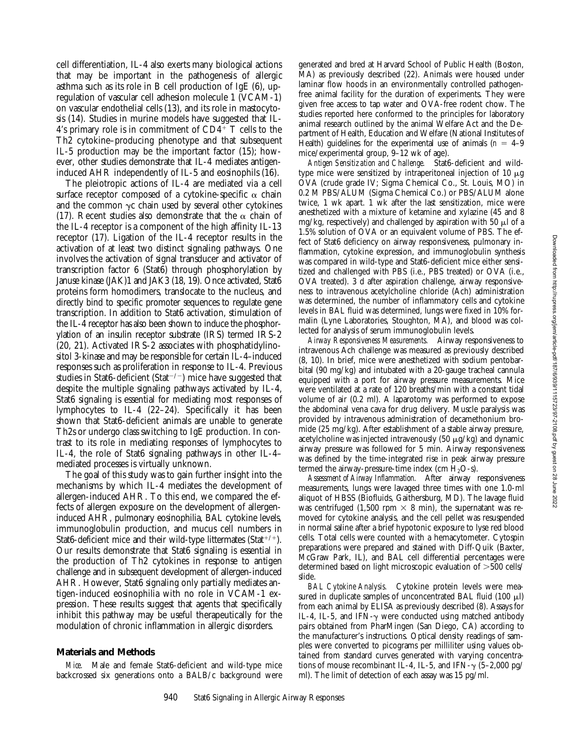cell differentiation, IL-4 also exerts many biological actions that may be important in the pathogenesis of allergic asthma such as its role in B cell production of IgE (6), upregulation of vascular cell adhesion molecule 1 (VCAM-1) on vascular endothelial cells (13), and its role in mastocytosis (14). Studies in murine models have suggested that IL-4's primary role is in commitment of $CD4^+$ T cells to the Th2 cytokine–producing phenotype and that subsequent IL-5 production may be the important factor (15); however, other studies demonstrate that IL-4 mediates antigen-induced AHR independently of IL-5 and eosinophils (16).

The pleiotropic actions of IL-4 are mediated via a cell surface receptor composed of a cytokine-specific α chain and the common γc chain used by several other cytokines (17). Recent studies also demonstrate that the α chain of the IL-4 receptor is a component of the high affinity IL-13 receptor (17). Ligation of the IL-4 receptor results in the activation of at least two distinct signaling pathways. One involves the activation of signal transducer and activator of transcription factor 6 (Stat6) through phosphorylation by Januse kinase (JAK)1 and JAK3 (18, 19). Once activated, Stat6 proteins form homodimers, translocate to the nucleus, and directly bind to specific promoter sequences to regulate gene transcription. In addition to Stat6 activation, stimulation of the IL-4 receptor has also been shown to induce the phosphorylation of an insulin receptor substrate (IRS) termed IRS-2 (20, 21). Activated IRS-2 associates with phosphatidylinositol 3-kinase and may be responsible for certain IL-4–induced responses such as proliferation in response to IL-4. Previous studies in Stat6-deficient ($Stat^{-/-}$) mice have suggested that despite the multiple signaling pathways activated by IL-4, Stat6 signaling is essential for mediating most responses of lymphocytes to IL-4 (22–24). Specifically it has been shown that Stat6-deficient animals are unable to generate Th2s or undergo class switching to IgE production. In contrast to its role in mediating responses of lymphocytes to IL-4, the role of Stat6 signaling pathways in other IL-4–mediated processes is virtually unknown.

The goal of this study was to gain further insight into the mechanisms by which IL-4 mediates the development of allergen-induced AHR. To this end, we compared the effects of allergen exposure on the development of allergen-induced AHR, pulmonary eosinophilia, BAL cytokine levels, immunoglobulin production, and mucus cell numbers in Stat6-deficient mice and their wild-type littermates ($Stat^{+/+}$). Our results demonstrate that Stat6 signaling is essential in the production of Th2 cytokines in response to antigen challenge and in subsequent development of allergen-induced AHR. However, Stat6 signaling only partially mediates antigen-induced eosinophilia with no role in VCAM-1 expression. These results suggest that agents that specifically inhibit this pathway may be useful therapeutically for the modulation of chronic inflammation in allergic disorders.

## Materials and Methods

*Mice.* Male and female Stat6-deficient and wild-type mice backcrossed six generations onto a BALB/c background were generated and bred at Harvard School of Public Health (Boston, MA) as previously described (22). Animals were housed under laminar flow hoods in an environmentally controlled pathogen-free animal facility for the duration of experiments. They were given free access to tap water and OVA-free rodent chow. The studies reported here conformed to the principles for laboratory animal research outlined by the animal Welfare Act and the Department of Health, Education and Welfare (National Institutes of Health) guidelines for the experimental use of animals ($n$ = 4–9 mice/experimental group, 9–12 wk of age).

*Antigen Sensitization and Challenge.* Stat6-deficient and wild-type mice were sensitized by intraperitoneal injection of 10 μg OVA (crude grade IV; Sigma Chemical Co., St. Louis, MO) in 0.2 M PBS/ALUM (Sigma Chemical Co.) or PBS/ALUM alone twice, 1 wk apart. 1 wk after the last sensitization, mice were anesthetized with a mixture of ketamine and xylazine (45 and 8 mg/kg, respectively) and challenged by aspiration with 50 μl of a 1.5% solution of OVA or an equivalent volume of PBS. The effect of Stat6 deficiency on airway responsiveness, pulmonary inflammation, cytokine expression, and immunoglobulin synthesis was compared in wild-type and Stat6-deficient mice either sensitized and challenged with PBS (i.e., PBS treated) or OVA (i.e., OVA treated). 3 d after aspiration challenge, airway responsiveness to intravenous acetylcholine chloride (Ach) administration was determined, the number of inflammatory cells and cytokine levels in BAL fluid was determined, lungs were fixed in 10% formalin (Lyne Laboratories, Stoughton, MA), and blood was collected for analysis of serum immunoglobulin levels.

*Airway Responsiveness Measurements.* Airway responsiveness to intravenous Ach challenge was measured as previously described (8, 10). In brief, mice were anesthetized with sodium pentobarbital (90 mg/kg) and intubated with a 20-gauge tracheal cannula equipped with a port for airway pressure measurements. Mice were ventilated at a rate of 120 breaths/min with a constant tidal volume of air (0.2 ml). A laparotomy was performed to expose the abdominal vena cava for drug delivery. Muscle paralysis was provided by intravenous administration of decamethonium bromide (25 mg/kg). After establishment of a stable airway pressure, acetylcholine was injected intravenously (50 μg/kg) and dynamic airway pressure was followed for 5 min. Airway responsiveness was defined by the time-integrated rise in peak airway pressure termed the airway-pressure-time index (cm $H_2O$-s).

*Assessment of Airway Inflammation.* After airway responsiveness measurements, lungs were lavaged three times with one 1.0-ml aliquot of HBSS (Biofluids, Gaithersburg, MD). The lavage fluid was centrifuged (1,500 rpm × 8 min), the supernatant was removed for cytokine analysis, and the cell pellet was resuspended in normal saline after a brief hypotonic exposure to lyse red blood cells. Total cells were counted with a hemacytometer. Cytospin preparations were prepared and stained with Diff-Quik (Baxter, McGraw Park, IL), and BAL cell differential percentages were determined based on light microscopic evaluation of >500 cells/slide.

*BAL Cytokine Analysis.* Cytokine protein levels were measured in duplicate samples of unconcentrated BAL fluid (100 μl) from each animal by ELISA as previously described (8). Assays for IL-4, IL-5, and IFN-γ were conducted using matched antibody pairs obtained from PharMingen (San Diego, CA) according to the manufacturer's instructions. Optical density readings of samples were converted to picograms per milliliter using values obtained from standard curves generated with varying concentrations of mouse recombinant IL-4, IL-5, and IFN-γ (5–2,000 pg/ml). The limit of detection of each assay was 15 pg/ml.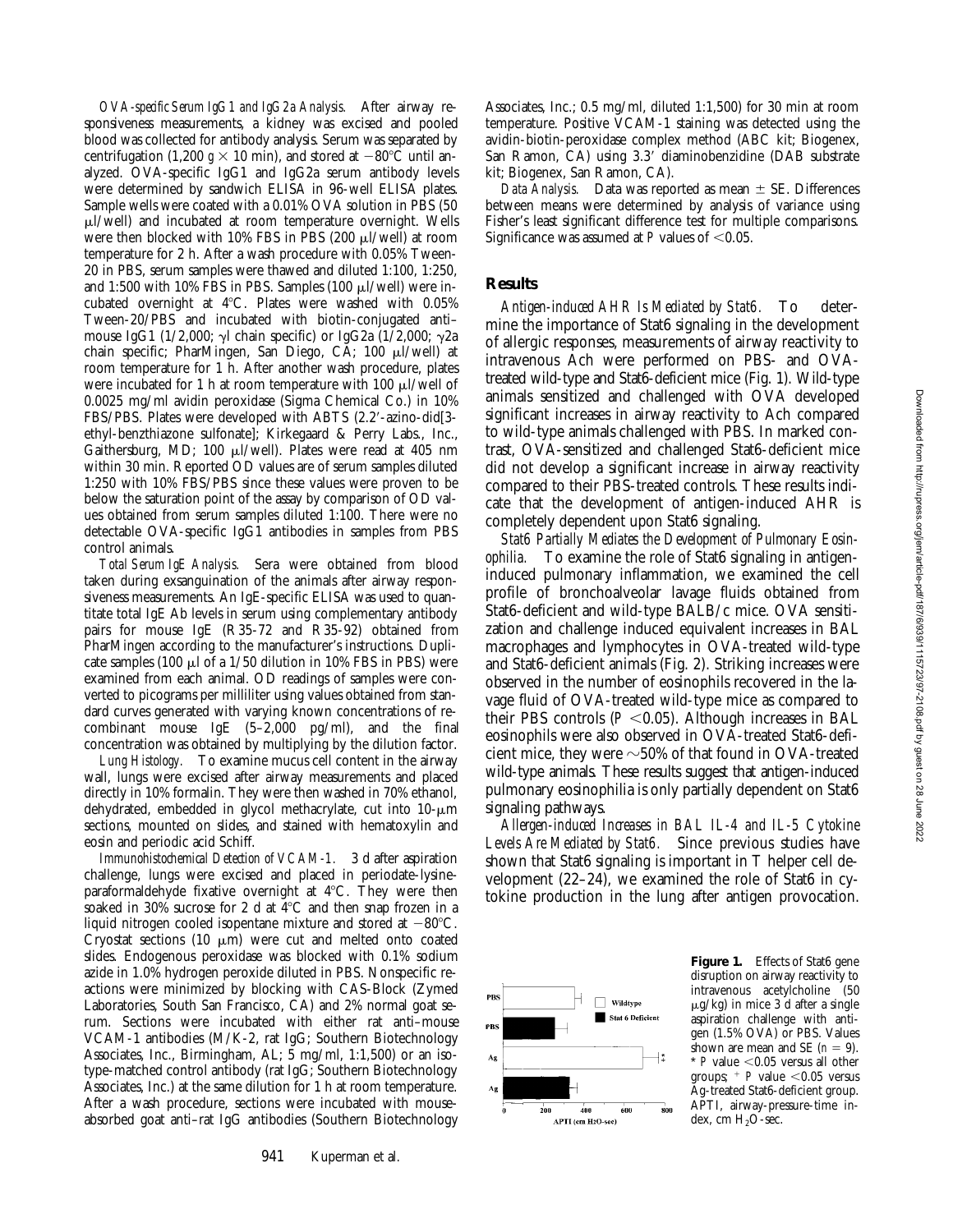*OVA-specific Serum IgG1 and IgG2a Analysis.* After airway responsiveness measurements, a kidney was excised and pooled blood was collected for antibody analysis. Serum was separated by centrifugation (1,200 $g \times 10$ min), and stored at −80°C until analyzed. OVA-specific IgG1 and IgG2a serum antibody levels were determined by sandwich ELISA in 96-well ELISA plates. Sample wells were coated with a 0.01% OVA solution in PBS (50 μl/well) and incubated at room temperature overnight. Wells were then blocked with 10% FBS in PBS (200 μl/well) at room temperature for 2 h. After a wash procedure with 0.05% Tween-20 in PBS, serum samples were thawed and diluted 1:100, 1:250, and 1:500 with 10% FBS in PBS. Samples (100 μl/well) were incubated overnight at 4°C. Wells were washed with 0.05% Tween-20/PBS and incubated with biotin-conjugated anti–mouse IgG1 (1/2,000; γl chain specific) or IgG2a (1/2,000; γ2a chain specific; PharMingen, San Diego, CA; 100 μl/well) at room temperature for 1 h. After another wash procedure, plates were incubated for 1 h at room temperature with 100 μl/well of 0.0025 mg/ml avidin peroxidase (Sigma Chemical Co.) in 10% FBS/PBS. Plates were developed with ABTS (2.2′-azino-did[3-ethyl-benzthiazone sulfonate]; Kirkegaard & Perry Labs., Inc., Gaithersburg, MD; 100 μl/well). Plates were read at 405 nm within 30 min. Reported OD values are of serum samples diluted 1:250 with 10% FBS/PBS since these values were proven to be below the saturation point of the assay by comparison of OD values obtained from serum samples diluted 1:100. There were no detectable OVA-specific IgG1 antibodies in samples from PBS control animals.

*Total Serum IgE Analysis.* Sera were obtained from blood taken during exsanguination of the animals after airway responsiveness measurements. An IgE-specific ELISA was used to quantitate total IgE Ab levels in serum using complementary antibody pairs for mouse IgE (R35-72 and R35-92) obtained from PharMingen according to the manufacturer's instructions. Duplicate samples (100 μl of a 1/50 dilution in 10% FBS in PBS) were examined from each animal. OD readings of samples were converted to picograms per milliliter using values obtained from standard curves generated with varying known concentrations of recombinant mouse IgE (5–2,000 pg/ml), and the final concentration was obtained by multiplying by the dilution factor.

*Lung Histology.* To examine mucus cell content in the airway wall, lungs were excised after airway measurements and placed directly in 10% formalin. They were then washed in 70% ethanol, dehydrated, embedded in glycol methacrylate, cut into 10-μm sections, mounted on slides, and stained with hematoxylin and eosin and periodic acid Schiff.

*Immunohistochemical Detection of VCAM-1.* 3 d after aspiration challenge, lungs were excised and placed in periodate-lysine-paraformaldehyde fixative overnight at 4°C. They were then soaked in 30% sucrose for 2 d at 4°C and then snap frozen in a liquid nitrogen cooled isopentane mixture and stored at −80°C. Cryostat sections (10 μm) were cut and melted onto coated slides. Endogenous peroxidase was blocked with 0.1% sodium azide in 1.0% hydrogen peroxide diluted in PBS. Nonspecific reactions were minimized by blocking with CAS-Block (Zymed Laboratories, South San Francisco, CA) and 2% normal goat serum. Sections were incubated with either rat anti–mouse VCAM-1 antibodies (M/K-2, rat IgG; Southern Biotechnology Associates, Inc., Birmingham, AL; 5 mg/ml, 1:1,500) or an isotype-matched control antibody (rat IgG; Southern Biotechnology Associates, Inc.) at the same dilution for 1 h at room temperature. After a wash procedure, sections were incubated with mouse-absorbed goat anti–rat IgG antibodies (Southern Biotechnology Associates, Inc.; 0.5 mg/ml, diluted 1:1,500) for 30 min at room temperature. Positive VCAM-1 staining was detected using the avidin-biotin-peroxidase complex method (ABC kit; Biogenex, San Ramon, CA) using 3.3′ diaminobenzidine (DAB substrate kit; Biogenex, San Ramon, CA).

*Data Analysis.* Data was reported as mean ± SE. Differences between means were determined by analysis of variance using Fisher's least significant difference test for multiple comparisons. Significance was assumed at $P$ values of <0.05.

## Results

*Antigen-induced AHR Is Mediated by Stat6.* To determine the importance of Stat6 signaling in the development of allergic responses, measurements of airway reactivity to intravenous Ach were performed on PBS- and OVA-treated wild-type and Stat6-deficient mice (Fig. 1). Wild-type animals sensitized and challenged with OVA developed significant increases in airway reactivity to Ach compared to wild-type animals challenged with PBS. In marked contrast, OVA-sensitized and challenged Stat6-deficient mice did not develop a significant increase in airway reactivity compared to their PBS-treated controls. These results indicate that the development of antigen-induced AHR is completely dependent upon Stat6 signaling.

*Stat6 Partially Mediates the Development of Pulmonary Eosinophilia.* To examine the role of Stat6 signaling in antigen-induced pulmonary inflammation, we examined the cell profile of bronchoalveolar lavage fluids obtained from Stat6-deficient and wild-type BALB/c mice. OVA sensitization and challenge induced equivalent increases in BAL macrophages and lymphocytes in OVA-treated wild-type and Stat6-deficient animals (Fig. 2). Striking increases were observed in the number of eosinophils recovered in the lavage fluid of OVA-treated wild-type mice as compared to their PBS controls ($P$ <0.05). Although increases in BAL eosinophils were also observed in OVA-treated Stat6-deficient mice, they were ~50% of that found in OVA-treated wild-type animals. These results suggest that antigen-induced pulmonary eosinophilia is only partially dependent on Stat6 signaling pathways.

*Allergen-induced Increases in BAL IL-4 and IL-5 Cytokine Levels Are Mediated by Stat6.* Since previous studies have shown that Stat6 signaling is important in T helper cell development (22–24), we examined the role of Stat6 in cytokine production in the lung after antigen provocation.

**Figure 1.** Effects of Stat6 gene disruption on airway reactivity to intravenous acetylcholine (50 μg/kg) in mice 3 d after a single aspiration challenge with antigen (1.5% OVA) or PBS. Values shown are mean and SE ($n$ = 9). * $P$ value <0.05 versus all other groups; + $P$ value <0.05 versus Ag-treated Stat6-deficient group. APTI, airway-pressure-time index, cm $H_2O$-sec.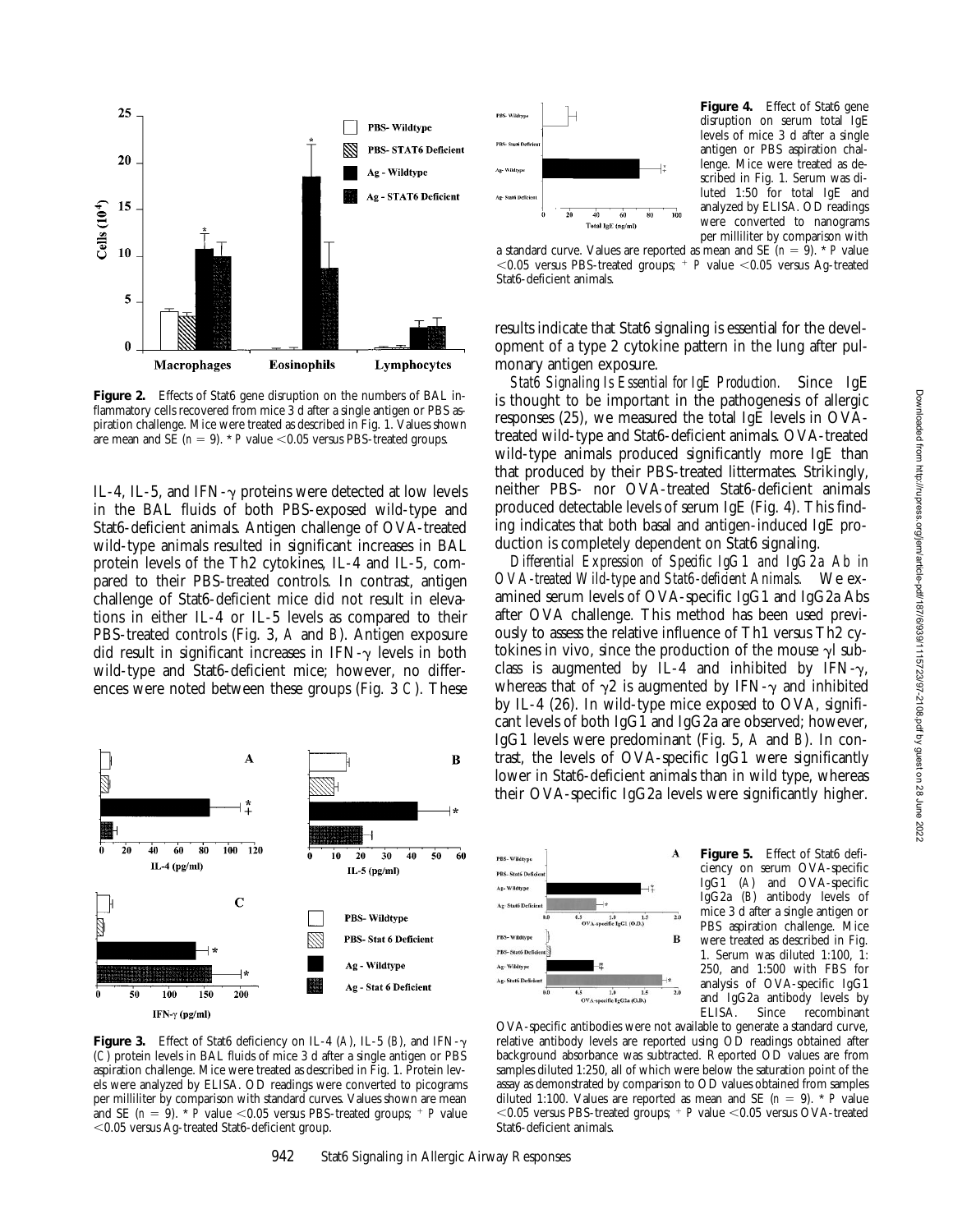**Figure 2.** Effects of Stat6 gene disruption on the numbers of BAL inflammatory cells recovered from mice 3 d after a single antigen or PBS aspiration challenge. Mice were treated as described in Fig. 1. Values shown are mean and SE ($n = 9$). * $P$ value $<0.05$ versus PBS-treated groups.

IL-4, IL-5, and IFN-γ proteins were detected at low levels in the BAL fluids of both PBS-exposed wild-type and Stat6-deficient animals. Antigen challenge of OVA-treated wild-type animals resulted in significant increases in BAL protein levels of the Th2 cytokines, IL-4 and IL-5, compared to their PBS-treated controls. In contrast, antigen challenge of Stat6-deficient mice did not result in elevations in either IL-4 or IL-5 levels as compared to their PBS-treated controls (Fig. 3, *A* and *B*). Antigen exposure did result in significant increases in IFN-γ levels in both wild-type and Stat6-deficient mice; however, no differences were noted between these groups (Fig. 3 *C*). These results indicate that Stat6 signaling is essential for the development of a type 2 cytokine pattern in the lung after pulmonary antigen exposure.

**Figure 3.** Effect of Stat6 deficiency on IL-4 (*A*), IL-5 (*B*), and IFN-γ (*C*) protein levels in BAL fluids of mice 3 d after a single antigen or PBS aspiration challenge. Mice were treated as described in Fig. 1. Protein levels were analyzed by ELISA. OD readings were converted to picograms per milliliter by comparison with standard curves. Values shown are mean and SE ($n = 9$). * $P$ value $<0.05$ versus PBS-treated groups; + $P$ value $<0.05$ versus Ag-treated Stat6-deficient group.

**Figure 4.** Effect of Stat6 gene disruption on serum total IgE levels of mice 3 d after a single antigen or PBS aspiration challenge. Mice were treated as described in Fig. 1. Serum was diluted 1:50 for total IgE and analyzed by ELISA. OD readings were converted to nanograms per milliliter by comparison with a standard curve. Values are reported as mean and SE ($n = 9$). * $P$ value $<0.05$ versus PBS-treated groups; + $P$ value $<0.05$ versus Ag-treated Stat6-deficient animals.

*Stat6 Signaling Is Essential for IgE Production.* Since IgE is thought to be important in the pathogenesis of allergic responses (25), we measured the total IgE levels in OVA-treated wild-type and Stat6-deficient animals. OVA-treated wild-type animals produced significantly more IgE than that produced by their PBS-treated littermates. Strikingly, neither PBS- nor OVA-treated Stat6-deficient animals produced detectable levels of serum IgE (Fig. 4). This finding indicates that both basal and antigen-induced IgE production is completely dependent on Stat6 signaling.

*Differential Expression of Specific IgG1 and IgG2a Ab in OVA-treated Wild-type and Stat6-deficient Animals.* We examined serum levels of OVA-specific IgG1 and IgG2a Abs after OVA challenge. This method has been used previously to assess the relative influence of Th1 versus Th2 cytokines in vivo, since the production of the mouse γ1 subclass is augmented by IL-4 and inhibited by IFN-γ, whereas that of γ2 is augmented by IFN-γ and inhibited by IL-4 (26). In wild-type mice exposed to OVA, significant levels of both IgG1 and IgG2a are observed; however, IgG1 levels were predominant (Fig. 5, *A* and *B*). In contrast, the levels of OVA-specific IgG1 were significantly lower in Stat6-deficient animals than in wild type, whereas their OVA-specific IgG2a levels were significantly higher.

**Figure 5.** Effect of Stat6 deficiency on serum OVA-specific IgG1 (*A*) and OVA-specific IgG2a (*B*) antibody levels of mice 3 d after a single antigen or PBS aspiration challenge. Mice were treated as described in Fig. 1. Serum was diluted 1:100, 1:250, and 1:500 with FBS for analysis of OVA-specific IgG1 and IgG2a antibody levels by ELISA. Since recombinant OVA-specific antibodies were not available to generate a standard curve, relative antibody levels are reported using OD readings obtained after background absorbance was subtracted. Reported OD values are from samples diluted 1:250, all of which were below the saturation point of the assay as demonstrated by comparison to OD values obtained from samples diluted 1:100. Values are reported as mean and SE ($n = 9$). * $P$ value $<0.05$ versus PBS-treated groups; + $P$ value $<0.05$ versus OVA-treated Stat6-deficient animals.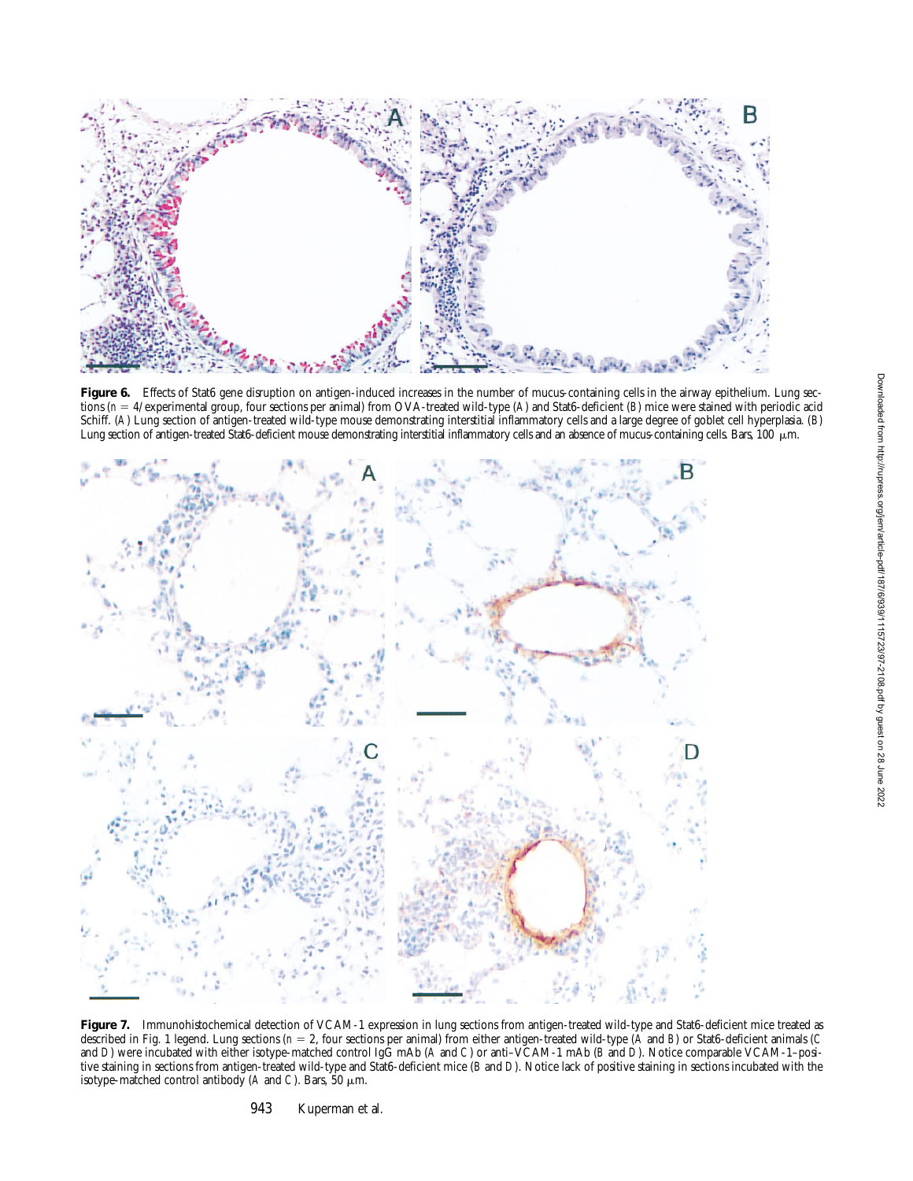**Figure 6.** Effects of Stat6 gene disruption on antigen-induced increases in the number of mucus-containing cells in the airway epithelium. Lung sections ($n$ = 4/experimental group, four sections per animal) from OVA-treated wild-type (*A*) and Stat6-deficient (*B*) mice were stained with periodic acid Schiff. (*A*) Lung section of antigen-treated wild-type mouse demonstrating interstitial inflammatory cells and a large degree of goblet cell hyperplasia. (*B*) Lung section of antigen-treated Stat6-deficient mouse demonstrating interstitial inflammatory cells and an absence of mucus-containing cells. Bars, 100 μm.

**Figure 7.** Immunohistochemical detection of VCAM-1 expression in lung sections from antigen-treated wild-type and Stat6-deficient mice treated as described in Fig. 1 legend. Lung sections ($n$ = 2, four sections per animal) from either antigen-treated wild-type (*A* and *B*) or Stat6-deficient animals (*C* and *D*) were incubated with either isotype-matched control IgG mAb (*A* and *C*) or anti–VCAM-1 mAb (*B* and *D*). Notice comparable VCAM-1–positive staining in sections from antigen-treated wild-type and Stat6-deficient mice (*B* and *D*). Notice lack of positive staining in sections incubated with the isotype-matched control antibody (*A* and *C*). Bars, 50 μm.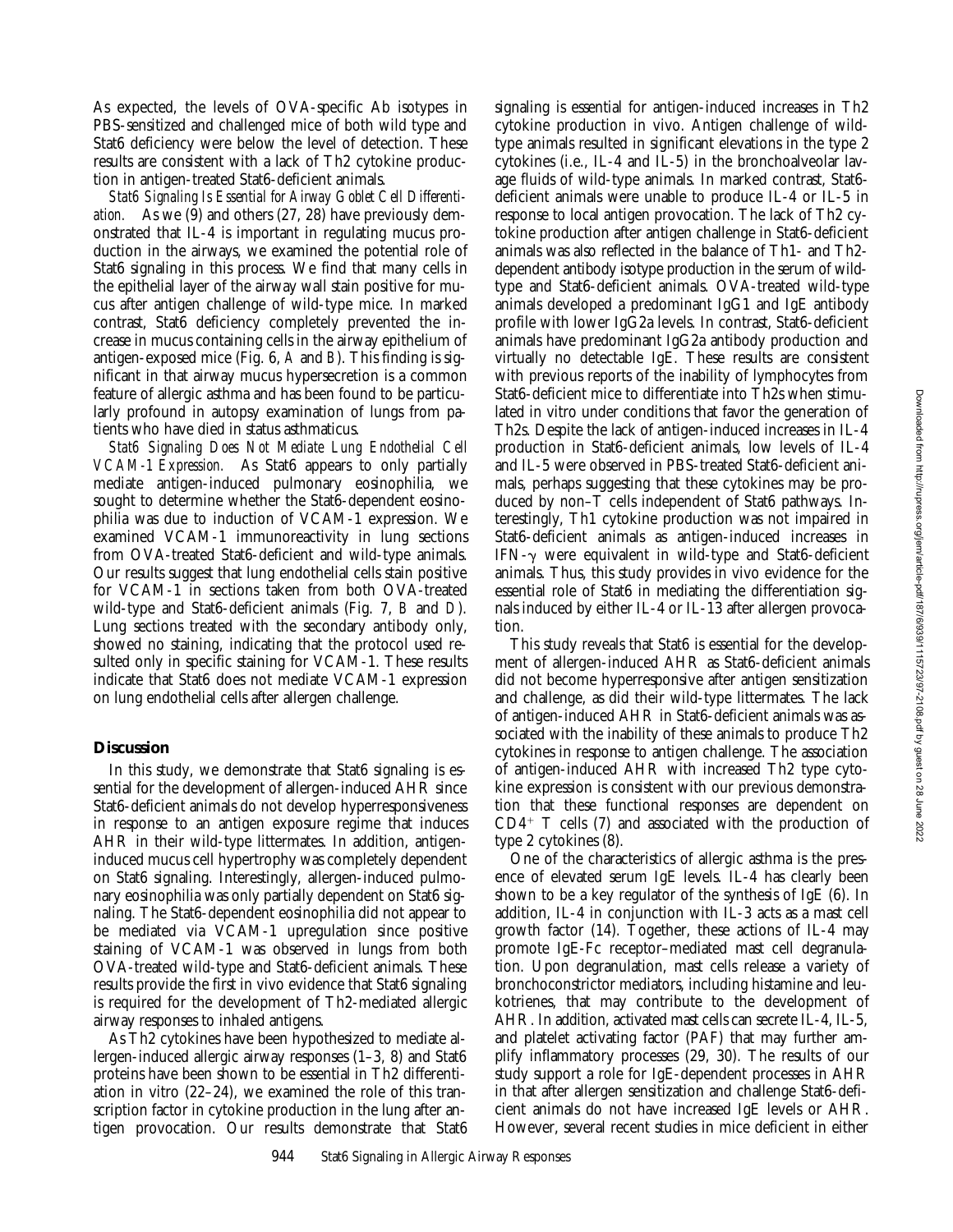As expected, the levels of OVA-specific Ab isotypes in PBS-sensitized and challenged mice of both wild type and Stat6 deficiency were below the level of detection. These results are consistent with a lack of Th2 cytokine production in antigen-treated Stat6-deficient animals.

*Stat6 Signaling Is Essential for Airway Goblet Cell Differentiation.* As we (9) and others (27, 28) have previously demonstrated that IL-4 is important in regulating mucus production in the airways, we examined the potential role of Stat6 signaling in this process. We find that many cells in the epithelial layer of the airway wall stain positive for mucus after antigen challenge of wild-type mice. In marked contrast, Stat6 deficiency completely prevented the increase in mucus containing cells in the airway epithelium of antigen-exposed mice (Fig. 6, *A* and *B*). This finding is significant in that airway mucus hypersecretion is a common feature of allergic asthma and has been found to be particularly profound in autopsy examination of lungs from patients who have died in status asthmaticus.

*Stat6 Signaling Does Not Mediate Lung Endothelial Cell VCAM-1 Expression.* As Stat6 appears to only partially mediate antigen-induced pulmonary eosinophilia, we sought to determine whether the Stat6-dependent eosinophilia was due to induction of VCAM-1 expression. We examined VCAM-1 immunoreactivity in lung sections from OVA-treated Stat6-deficient and wild-type animals. Our results suggest that lung endothelial cells stain positive for VCAM-1 in sections taken from both OVA-treated wild-type and Stat6-deficient animals (Fig. 7, *B* and *D*). Lung sections treated with the secondary antibody only, showed no staining, indicating that the protocol used resulted only in specific staining for VCAM-1. These results indicate that Stat6 does not mediate VCAM-1 expression on lung endothelial cells after allergen challenge.

## Discussion

In this study, we demonstrate that Stat6 signaling is essential for the development of allergen-induced AHR since Stat6-deficient animals do not develop hyperresponsiveness in response to an antigen exposure regime that induces AHR in their wild-type littermates. In addition, antigen-induced mucus cell hypertrophy was completely dependent on Stat6 signaling. Interestingly, allergen-induced pulmonary eosinophilia was only partially dependent on Stat6 signaling. The Stat6-dependent eosinophilia did not appear to be mediated via VCAM-1 upregulation since positive staining of VCAM-1 was observed in lungs from both OVA-treated wild-type and Stat6-deficient animals. These results provide the first in vivo evidence that Stat6 signaling is required for the development of Th2-mediated allergic airway responses to inhaled antigens.

As Th2 cytokines have been hypothesized to mediate allergen-induced allergic airway responses (1–3, 8) and Stat6 proteins have been shown to be essential in Th2 differentiation in vitro (22–24), we examined the role of this transcription factor in cytokine production in the lung after antigen provocation. Our results demonstrate that Stat6 signaling is essential for antigen-induced increases in Th2 cytokine production in vivo. Antigen challenge of wild-type animals resulted in significant elevations in the type 2 cytokines (i.e., IL-4 and IL-5) in the bronchoalveolar lavage fluids of wild-type animals. In marked contrast, Stat6-deficient animals were unable to produce IL-4 or IL-5 in response to local antigen provocation. The lack of Th2 cytokine production after antigen challenge in Stat6-deficient animals was also reflected in the balance of Th1- and Th2-dependent antibody isotype production in the serum of wild-type and Stat6-deficient animals. OVA-treated wild-type animals developed a predominant IgG1 and IgE antibody profile with lower IgG2a levels. In contrast, Stat6-deficient animals have predominant IgG2a antibody production and virtually no detectable IgE. These results are consistent with previous reports of the inability of lymphocytes from Stat6-deficient mice to differentiate into Th2s when stimulated in vitro under conditions that favor the generation of Th2s. Despite the lack of antigen-induced increases in IL-4 production in Stat6-deficient animals, low levels of IL-4 and IL-5 were observed in PBS-treated Stat6-deficient animals, perhaps suggesting that these cytokines may be produced by non–T cells independent of Stat6 pathways. Interestingly, Th1 cytokine production was not impaired in Stat6-deficient animals as antigen-induced increases in IFN-γ were equivalent in wild-type and Stat6-deficient animals. Thus, this study provides in vivo evidence for the essential role of Stat6 in mediating the differentiation signals induced by either IL-4 or IL-13 after allergen provocation.

This study reveals that Stat6 is essential for the development of allergen-induced AHR as Stat6-deficient animals did not become hyperresponsive after antigen sensitization and challenge, as did their wild-type littermates. The lack of antigen-induced AHR in Stat6-deficient animals was associated with the inability of these animals to produce Th2 cytokines in response to antigen challenge. The association of antigen-induced AHR with increased Th2 type cytokine expression is consistent with our previous demonstration that these functional responses are dependent on $CD4^+$ T cells (7) and associated with the production of type 2 cytokines (8).

One of the characteristics of allergic asthma is the presence of elevated serum IgE levels. IL-4 has clearly been shown to be a key regulator of the synthesis of IgE (6). In addition, IL-4 in conjunction with IL-3 acts as a mast cell growth factor (14). Together, these actions of IL-4 may promote IgE-Fc receptor–mediated mast cell degranulation. Upon degranulation, mast cells release a variety of bronchoconstrictor mediators, including histamine and leukotrienes, that may contribute to the development of AHR. In addition, activated mast cells can secrete IL-4, IL-5, and platelet activating factor (PAF) that may further amplify inflammatory processes (29, 30). The results of our study support a role for IgE-dependent processes in AHR in that after allergen sensitization and challenge Stat6-deficient animals do not have increased IgE levels or AHR. However, several recent studies in mice deficient in either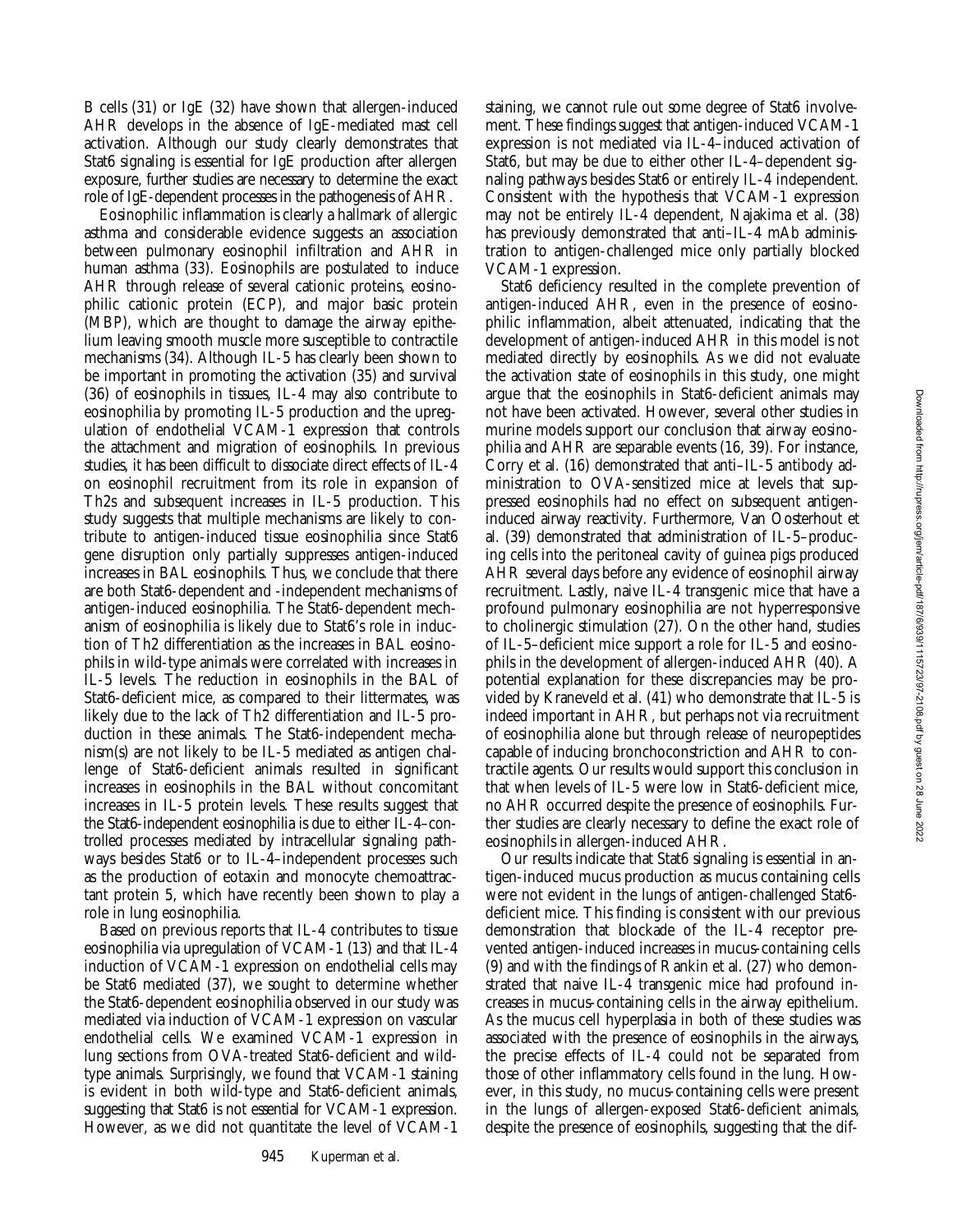B cells (31) or IgE (32) have shown that allergen-induced AHR develops in the absence of IgE-mediated mast cell activation. Although our study clearly demonstrates that Stat6 signaling is essential for IgE production after allergen exposure, further studies are necessary to determine the exact role of IgE-dependent processes in the pathogenesis of AHR.

Eosinophilic inflammation is clearly a hallmark of allergic asthma and considerable evidence suggests an association between pulmonary eosinophil infiltration and AHR in human asthma (33). Eosinophils are postulated to induce AHR through release of several cationic proteins, eosinophilic cationic protein (ECP), and major basic protein (MBP), which are thought to damage the airway epithelium leaving smooth muscle more susceptible to contractile mechanisms (34). Although IL-5 has clearly been shown to be important in promoting the activation (35) and survival (36) of eosinophils in tissues, IL-4 may also contribute to eosinophilia by promoting IL-5 production and the upregulation of endothelial VCAM-1 expression that controls the attachment and migration of eosinophils. In previous studies, it has been difficult to dissociate direct effects of IL-4 on eosinophil recruitment from its role in expansion of Th2s and subsequent increases in IL-5 production. This study suggests that multiple mechanisms are likely to contribute to antigen-induced tissue eosinophilia since Stat6 gene disruption only partially suppresses antigen-induced increases in BAL eosinophils. Thus, we conclude that there are both Stat6-dependent and -independent mechanisms of antigen-induced eosinophilia. The Stat6-dependent mechanism of eosinophilia is likely due to Stat6's role in induction of Th2 differentiation as the increases in BAL eosinophils in wild-type animals were correlated with increases in IL-5 levels. The reduction in eosinophils in the BAL of Stat6-deficient mice, as compared to their littermates, was likely due to the lack of Th2 differentiation and IL-5 production in these animals. The Stat6-independent mechanism(s) are not likely to be IL-5 mediated as antigen challenge of Stat6-deficient animals resulted in significant increases in eosinophils in the BAL without concomitant increases in IL-5 protein levels. These results suggest that the Stat6-independent eosinophilia is due to either IL-4–controlled processes mediated by intracellular signaling pathways besides Stat6 or to IL-4–independent processes such as the production of eotaxin and monocyte chemoattractant protein 5, which have recently been shown to play a role in lung eosinophilia.

Based on previous reports that IL-4 contributes to tissue eosinophilia via upregulation of VCAM-1 (13) and that IL-4 induction of VCAM-1 expression on endothelial cells may be Stat6 mediated (37), we sought to determine whether the Stat6-dependent eosinophilia observed in our study was mediated via induction of VCAM-1 expression on vascular endothelial cells. We examined VCAM-1 expression in lung sections from OVA-treated Stat6-deficient and wild-type animals. Surprisingly, we found that VCAM-1 staining is evident in both wild-type and Stat6-deficient animals, suggesting that Stat6 is not essential for VCAM-1 expression. However, as we did not quantitate the level of VCAM-1 staining, we cannot rule out some degree of Stat6 involvement. These findings suggest that antigen-induced VCAM-1 expression is not mediated via IL-4–induced activation of Stat6, but may be due to either other IL-4–dependent signaling pathways besides Stat6 or entirely IL-4 independent. Consistent with the hypothesis that VCAM-1 expression may not be entirely IL-4 dependent, Najakima et al. (38) has previously demonstrated that anti–IL-4 mAb administration to antigen-challenged mice only partially blocked VCAM-1 expression.

Stat6 deficiency resulted in the complete prevention of antigen-induced AHR, even in the presence of eosinophilic inflammation, albeit attenuated, indicating that the development of antigen-induced AHR in this model is not mediated directly by eosinophils. As we did not evaluate the activation state of eosinophils in this study, one might argue that the eosinophils in Stat6-deficient animals may not have been activated. However, several other studies in murine models support our conclusion that airway eosinophilia and AHR are separable events (16, 39). For instance, Corry et al. (16) demonstrated that anti–IL-5 antibody administration to OVA-sensitized mice at levels that suppressed eosinophils had no effect on subsequent antigen-induced airway reactivity. Furthermore, Van Oosterhout et al. (39) demonstrated that administration of IL-5–producing cells into the peritoneal cavity of guinea pigs produced AHR several days before any evidence of eosinophil airway recruitment. Lastly, naive IL-4 transgenic mice that have a profound pulmonary eosinophilia are not hyperresponsive to cholinergic stimulation (27). On the other hand, studies of IL-5–deficient mice support a role for IL-5 and eosinophils in the development of allergen-induced AHR (40). A potential explanation for these discrepancies may be provided by Kraneveld et al. (41) who demonstrate that IL-5 is indeed important in AHR, but perhaps not via recruitment of eosinophilia alone but through release of neuropeptides capable of inducing bronchoconstriction and AHR to contractile agents. Our results would support this conclusion in that when levels of IL-5 were low in Stat6-deficient mice, no AHR occurred despite the presence of eosinophils. Further studies are clearly necessary to define the exact role of eosinophils in allergen-induced AHR.

Our results indicate that Stat6 signaling is essential in antigen-induced mucus production as mucus containing cells were not evident in the lungs of antigen-challenged Stat6-deficient mice. This finding is consistent with our previous demonstration that blockade of the IL-4 receptor prevented antigen-induced increases in mucus-containing cells (9) and with the findings of Rankin et al. (27) who demonstrated that naive IL-4 transgenic mice had profound increases in mucus-containing cells in the airway epithelium. As the mucus cell hyperplasia in both of these studies was associated with the presence of eosinophils in the airways, the precise effects of IL-4 could not be separated from those of other inflammatory cells found in the lung. However, in this study, no mucus-containing cells were present in the lungs of allergen-exposed Stat6-deficient animals, despite the presence of eosinophils, suggesting that the dif-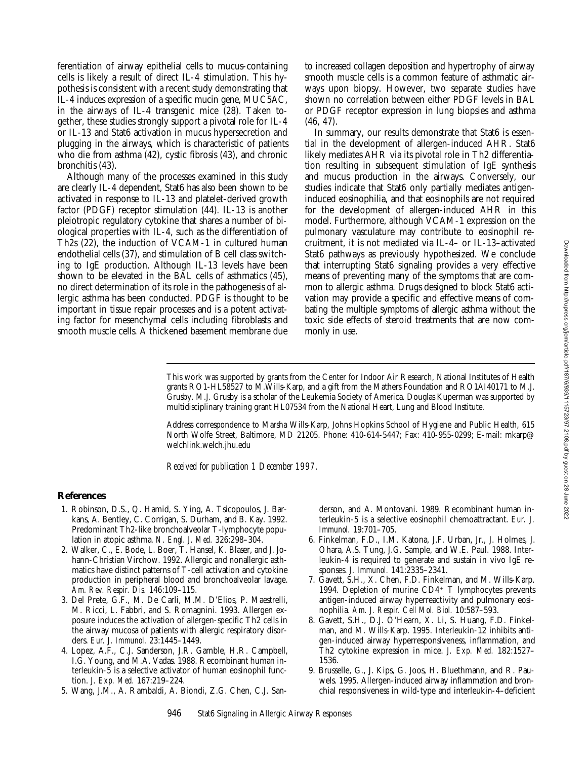ferentiation of airway epithelial cells to mucus-containing cells is likely a result of direct IL-4 stimulation. This hypothesis is consistent with a recent study demonstrating that IL-4 induces expression of a specific mucin gene, MUC5AC, in the airways of IL-4 transgenic mice (28). Taken together, these studies strongly support a pivotal role for IL-4 or IL-13 and Stat6 activation in mucus hypersecretion and plugging in the airways, which is characteristic of patients who die from asthma (42), cystic fibrosis (43), and chronic bronchitis (43).

Although many of the processes examined in this study are clearly IL-4 dependent, Stat6 has also been shown to be activated in response to IL-13 and platelet-derived growth factor (PDGF) receptor stimulation (44). IL-13 is another pleiotropic regulatory cytokine that shares a number of biological properties with IL-4, such as the differentiation of Th2s (22), the induction of VCAM-1 in cultured human endothelial cells (37), and stimulation of B cell class switching to IgE production. Although IL-13 levels have been shown to be elevated in the BAL cells of asthmatics (45), no direct determination of its role in the pathogenesis of allergic asthma has been conducted. PDGF is thought to be important in tissue repair processes and is a potent activating factor for mesenchymal cells including fibroblasts and smooth muscle cells. A thickened basement membrane due to increased collagen deposition and hypertrophy of airway smooth muscle cells is a common feature of asthmatic airways upon biopsy. However, two separate studies have shown no correlation between either PDGF levels in BAL or PDGF receptor expression in lung biopsies and asthma (46, 47).

In summary, our results demonstrate that Stat6 is essential in the development of allergen-induced AHR. Stat6 likely mediates AHR via its pivotal role in Th2 differentiation resulting in subsequent stimulation of IgE synthesis and mucus production in the airways. Conversely, our studies indicate that Stat6 only partially mediates antigen-induced eosinophilia, and that eosinophils are not required for the development of allergen-induced AHR in this model. Furthermore, although VCAM-1 expression on the pulmonary vasculature may contribute to eosinophil recruitment, it is not mediated via IL-4– or IL-13–activated Stat6 pathways as previously hypothesized. We conclude that interrupting Stat6 signaling provides a very effective means of preventing many of the symptoms that are common to allergic asthma. Drugs designed to block Stat6 activation may provide a specific and effective means of combating the multiple symptoms of allergic asthma without the toxic side effects of steroid treatments that are now commonly in use.

This work was supported by grants from the Center for Indoor Air Research, National Institutes of Health grants RO1-HL58527 to M.Wills-Karp, and a gift from the Mathers Foundation and RO1AI40171 to M.J. Grusby. M.J. Grusby is a scholar of the Leukemia Society of America. Douglas Kuperman was supported by multidisciplinary training grant HL07534 from the National Heart, Lung and Blood Institute.

Address correspondence to Marsha Wills-Karp, Johns Hopkins School of Hygiene and Public Health, 615 North Wolfe Street, Baltimore, MD 21205. Phone: 410-614-5447; Fax: 410-955-0299; E-mail: mkarp@welchlink.welch.jhu.edu

*Received for publication 1 December 1997.*

## References

1. Robinson, D.S., Q. Hamid, S. Ying, A. Tsicopoulos, J. Barkans, A. Bentley, C. Corrigan, S. Durham, and B. Kay. 1992. Predominant Th2-like bronchoalveolar T-lymphocyte population in atopic asthma. *N. Engl. J. Med.* 326:298–304.
2. Walker, C., E. Bode, L. Boer, T. Hansel, K. Blaser, and J. Johann-Christian Virchow. 1992. Allergic and nonallergic asthmatics have distinct patterns of T-cell activation and cytokine production in peripheral blood and bronchoalveolar lavage. *Am. Rev. Respir. Dis.* 146:109–115.
3. Del Prete, G.F., M. De Carli, M.M. D'Elios, P. Maestrelli, M. Ricci, L. Fabbri, and S. Romagnini. 1993. Allergen exposure induces the activation of allergen-specific Th2 cells in the airway mucosa of patients with allergic respiratory disorders. *Eur. J. Immunol.* 23:1445–1449.
4. Lopez, A.F., C.J. Sanderson, J.R. Gamble, H.R. Campbell, I.G. Young, and M.A. Vadas. 1988. Recombinant human interleukin-5 is a selective activator of human eosinophil function. *J. Exp. Med.* 167:219–224.
5. Wang, J.M., A. Rambaldi, A. Biondi, Z.G. Chen, C.J. Sanderson, and A. Montovani. 1989. Recombinant human interleukin-5 is a selective eosinophil chemoattractant. *Eur. J. Immunol.* 19:701–705.
6. Finkelman, F.D., I.M. Katona, J.F. Urban, Jr., J. Holmes, J. Ohara, A.S. Tung, J.G. Sample, and W.E. Paul. 1988. Interleukin-4 is required to generate and sustain in vivo IgE responses. *J. Immunol.* 141:2335–2341.
7. Gavett, S.H., X. Chen, F.D. Finkelman, and M. Wills-Karp. 1994. Depletion of murine CD4+ T lymphocytes prevents antigen-induced airway hyperreactivity and pulmonary eosinophilia. *Am. J. Respir. Cell Mol. Biol.* 10:587–593.
8. Gavett, S.H., D.J. O'Hearn, X. Li, S. Huang, F.D. Finkelman, and M. Wills-Karp. 1995. Interleukin-12 inhibits antigen-induced airway hyperresponsiveness, inflammation, and Th2 cytokine expression in mice. *J. Exp. Med.* 182:1527–1536.
9. Brusselle, G., J. Kips, G. Joos, H. Bluethmann, and R. Pauwels. 1995. Allergen-induced airway inflammation and bronchial responsiveness in wild-type and interleukin-4–deficient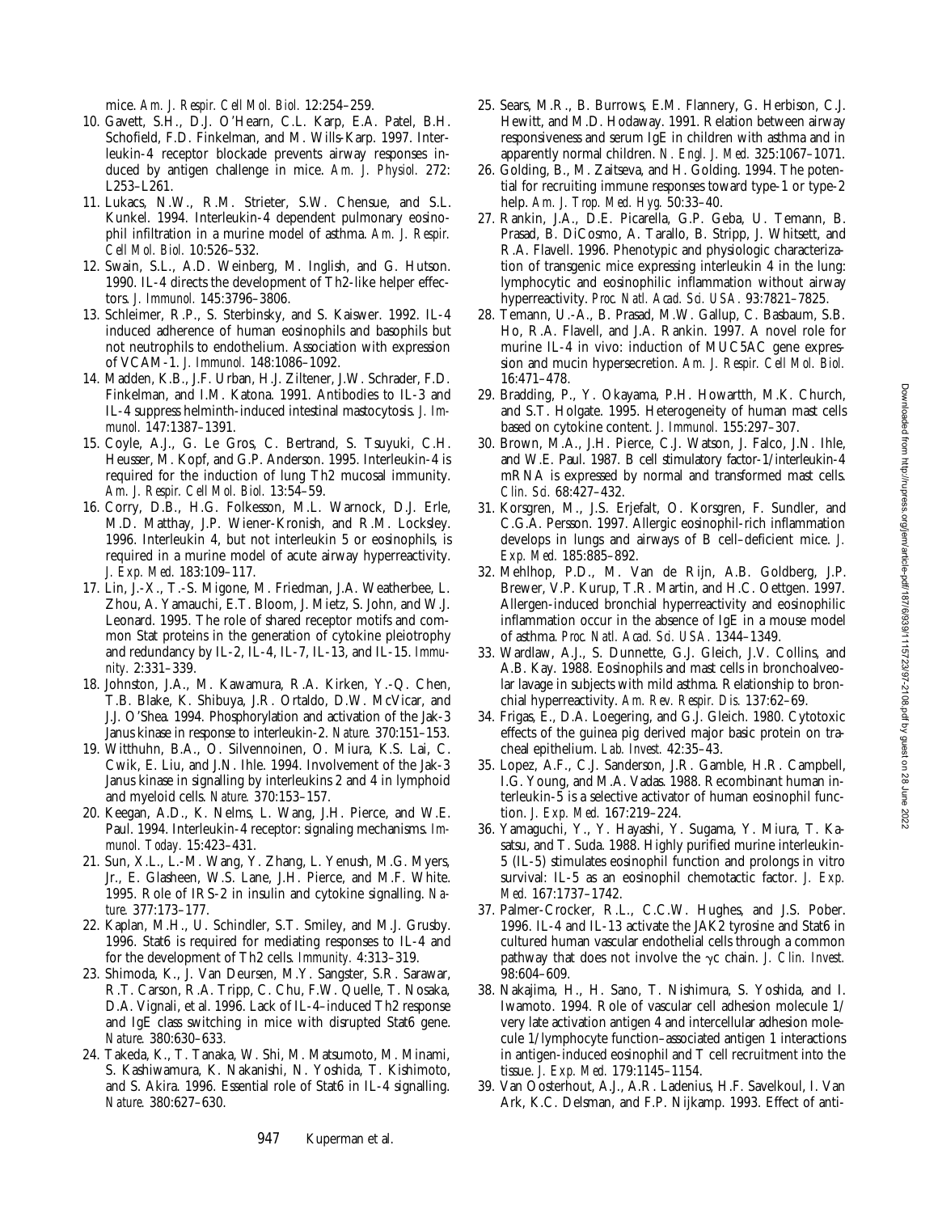mice. *Am. J. Respir. Cell Mol. Biol.* 12:254–259.

10. Gavett, S.H., D.J. O'Hearn, C.L. Karp, E.A. Patel, B.H. Schofield, F.D. Finkelman, and M. Wills-Karp. 1997. Interleukin-4 receptor blockade prevents airway responses induced by antigen challenge in mice. *Am. J. Physiol.* 272: L253–L261.
11. Lukacs, N.W., R.M. Strieter, S.W. Chensue, and S.L. Kunkel. 1994. Interleukin-4 dependent pulmonary eosinophil infiltration in a murine model of asthma. *Am. J. Respir. Cell Mol. Biol.* 10:526–532.
12. Swain, S.L., A.D. Weinberg, M. Inglish, and G. Hutson. 1990. IL-4 directs the development of Th2-like helper effectors. *J. Immunol.* 145:3796–3806.
13. Schleimer, R.P., S. Sterbinsky, and S. Kaiswer. 1992. IL-4 induced adherence of human eosinophils and basophils but not neutrophils to endothelium. Association with expression of VCAM-1. *J. Immunol.* 148:1086–1092.
14. Madden, K.B., J.F. Urban, H.J. Ziltener, J.W. Schrader, F.D. Finkelman, and I.M. Katona. 1991. Antibodies to IL-3 and IL-4 suppress helminth-induced intestinal mastocytosis. *J. Immunol.* 147:1387–1391.
15. Coyle, A.J., G. Le Gros, C. Bertrand, S. Tsuyuki, C.H. Heusser, M. Kopf, and G.P. Anderson. 1995. Interleukin-4 is required for the induction of lung Th2 mucosal immunity. *Am. J. Respir. Cell Mol. Biol.* 13:54–59.
16. Corry, D.B., H.G. Folkesson, M.L. Warnock, D.J. Erle, M.D. Matthay, J.P. Wiener-Kronish, and R.M. Locksley. 1996. Interleukin 4, but not interleukin 5 or eosinophils, is required in a murine model of acute airway hyperreactivity. *J. Exp. Med.* 183:109–117.
17. Lin, J.-X., T.-S. Migone, M. Friedman, J.A. Weatherbee, L. Zhou, A. Yamauchi, E.T. Bloom, J. Mietz, S. John, and W.J. Leonard. 1995. The role of shared receptor motifs and common Stat proteins in the generation of cytokine pleiotrophy and redundancy by IL-2, IL-4, IL-7, IL-13, and IL-15. *Immunity*. 2:331–339.
18. Johnston, J.A., M. Kawamura, R.A. Kirken, Y.-Q. Chen, T.B. Blake, K. Shibuya, J.R. Ortaldo, D.W. McVicar, and J.J. O'Shea. 1994. Phosphorylation and activation of the Jak-3 Janus kinase in response to interleukin-2. *Nature.* 370:151–153.
19. Witthuhn, B.A., O. Silvennoinen, O. Miura, K.S. Lai, C. Cwik, E. Liu, and J.N. Ihle. 1994. Involvement of the Jak-3 Janus kinase in signalling by interleukins 2 and 4 in lymphoid and myeloid cells. *Nature.* 370:153–157.
20. Keegan, A.D., K. Nelms, L. Wang, J.H. Pierce, and W.E. Paul. 1994. Interleukin-4 receptor: signaling mechanisms. *Immunol. Today*. 15:423–431.
21. Sun, X.L., L.-M. Wang, Y. Zhang, L. Yenush, M.G. Myers, Jr., E. Glasheen, W.S. Lane, J.H. Pierce, and M.F. White. 1995. Role of IRS-2 in insulin and cytokine signalling. *Nature.* 377:173–177.
22. Kaplan, M.H., U. Schindler, S.T. Smiley, and M.J. Grusby. 1996. Stat6 is required for mediating responses to IL-4 and for the development of Th2 cells. *Immunity.* 4:313–319.
23. Shimoda, K., J. Van Deursen, M.Y. Sangster, S.R. Sarawar, R.T. Carson, R.A. Tripp, C. Chu, F.W. Quelle, T. Nosaka, D.A. Vignali, et al. 1996. Lack of IL-4–induced Th2 response and IgE class switching in mice with disrupted Stat6 gene. *Nature.* 380:630–633.
24. Takeda, K., T. Tanaka, W. Shi, M. Matsumoto, M. Minami, S. Kashiwamura, K. Nakanishi, N. Yoshida, T. Kishimoto, and S. Akira. 1996. Essential role of Stat6 in IL-4 signalling. *Nature.* 380:627–630.
25. Sears, M.R., B. Burrows, E.M. Flannery, G. Herbison, C.J. Hewitt, and M.D. Hodaway. 1991. Relation between airway responsiveness and serum IgE in children with asthma and in apparently normal children. *N. Engl. J. Med.* 325:1067–1071.
26. Golding, B., M. Zaitseva, and H. Golding. 1994. The potential for recruiting immune responses toward type-1 or type-2 help. *Am. J. Trop. Med. Hyg.* 50:33–40.
27. Rankin, J.A., D.E. Picarella, G.P. Geba, U. Temann, B. Prasad, B. DiCosmo, A. Tarallo, B. Stripp, J. Whitsett, and R.A. Flavell. 1996. Phenotypic and physiologic characterization of transgenic mice expressing interleukin 4 in the lung: lymphocytic and eosinophilic inflammation without airway hyperreactivity. *Proc. Natl. Acad. Sci. USA.* 93:7821–7825.
28. Temann, U.-A., B. Prasad, M.W. Gallup, C. Basbaum, S.B. Ho, R.A. Flavell, and J.A. Rankin. 1997. A novel role for murine IL-4 in vivo: induction of MUC5AC gene expression and mucin hypersecretion. *Am. J. Respir. Cell Mol. Biol.* 16:471–478.
29. Bradding, P., Y. Okayama, P.H. Howartth, M.K. Church, and S.T. Holgate. 1995. Heterogeneity of human mast cells based on cytokine content. *J. Immunol.* 155:297–307.
30. Brown, M.A., J.H. Pierce, C.J. Watson, J. Falco, J.N. Ihle, and W.E. Paul. 1987. B cell stimulatory factor-1/interleukin-4 mRNA is expressed by normal and transformed mast cells. *Clin. Sci.* 68:427–432.
31. Korsgren, M., J.S. Erjefalt, O. Korsgren, F. Sundler, and C.G.A. Persson. 1997. Allergic eosinophil-rich inflammation develops in lungs and airways of B cell–deficient mice. *J. Exp. Med.* 185:885–892.
32. Mehlhop, P.D., M. Van de Rijn, A.B. Goldberg, J.P. Brewer, V.P. Kurup, T.R. Martin, and H.C. Oettgen. 1997. Allergen-induced bronchial hyperreactivity and eosinophilic inflammation occur in the absence of IgE in a mouse model of asthma. *Proc. Natl. Acad. Sci. USA.* 1344–1349.
33. Wardlaw, A.J., S. Dunnette, G.J. Gleich, J.V. Collins, and A.B. Kay. 1988. Eosinophils and mast cells in bronchoalveolar lavage in subjects with mild asthma. Relationship to bronchial hyperreactivity. *Am. Rev. Respir. Dis.* 137:62–69.
34. Frigas, E., D.A. Loegering, and G.J. Gleich. 1980. Cytotoxic effects of the guinea pig derived major basic protein on tracheal epithelium. *Lab. Invest.* 42:35–43.
35. Lopez, A.F., C.J. Sanderson, J.R. Gamble, H.R. Campbell, I.G. Young, and M.A. Vadas. 1988. Recombinant human interleukin-5 is a selective activator of human eosinophil function. *J. Exp. Med.* 167:219–224.
36. Yamaguchi, Y., Y. Hayashi, Y. Sugama, Y. Miura, T. Kasatsu, and T. Suda. 1988. Highly purified murine interleukin-5 (IL-5) stimulates eosinophil function and prolongs in vitro survival: IL-5 as an eosinophil chemotactic factor. *J. Exp. Med.* 167:1737–1742.
37. Palmer-Crocker, R.L., C.C.W. Hughes, and J.S. Pober. 1996. IL-4 and IL-13 activate the JAK2 tyrosine and Stat6 in cultured human vascular endothelial cells through a common pathway that does not involve the γc chain. *J. Clin. Invest.* 98:604–609.
38. Nakajima, H., H. Sano, T. Nishimura, S. Yoshida, and I. Iwamoto. 1994. Role of vascular cell adhesion molecule 1/very late activation antigen 4 and intercellular adhesion molecule 1/lymphocyte function–associated antigen 1 interactions in antigen-induced eosinophil and T cell recruitment into the tissue. *J. Exp. Med.* 179:1145–1154.
39. Van Oosterhout, A.J., A.R. Ladenius, H.F. Savelkoul, I. Van Ark, K.C. Delsman, and F.P. Nijkamp. 1993. Effect of anti-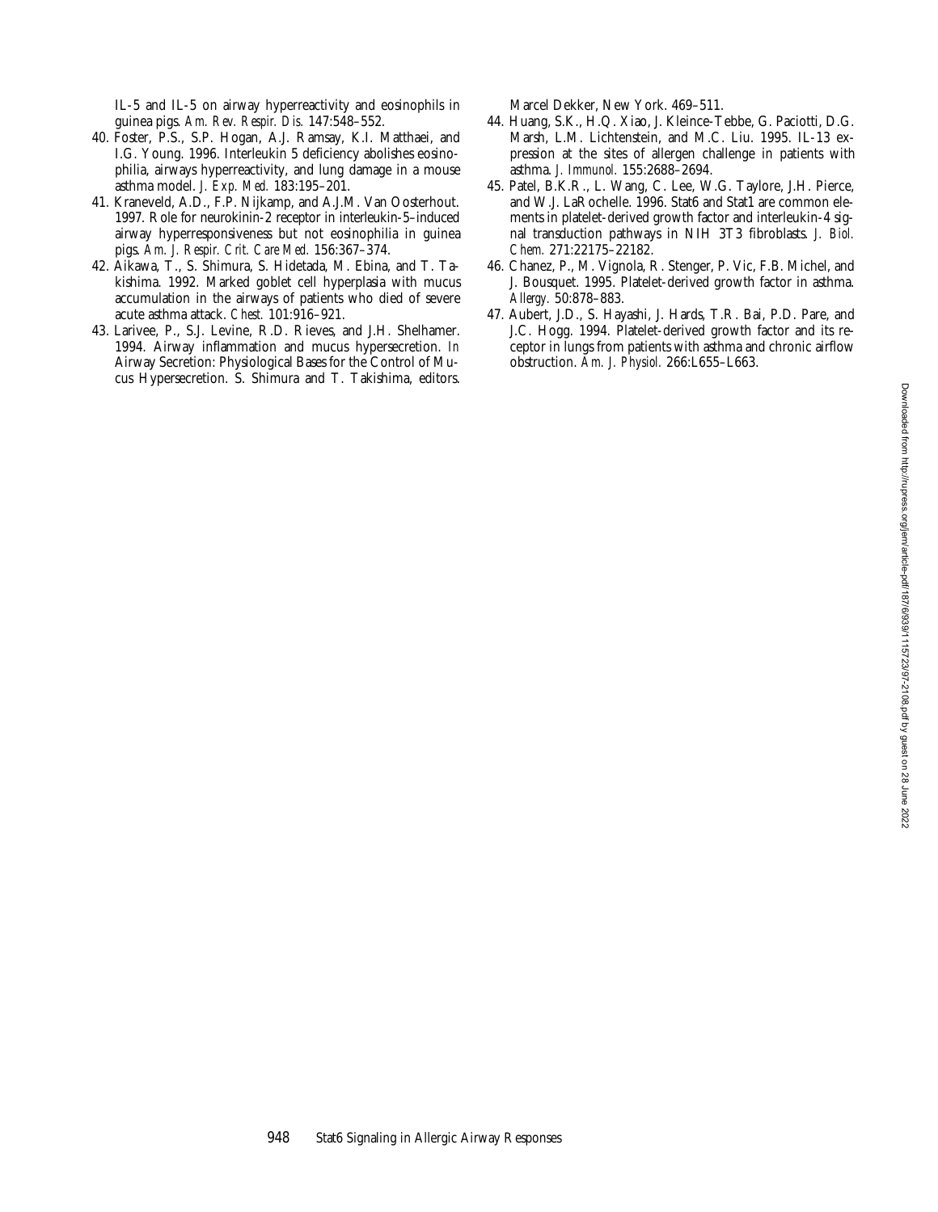IL-5 and IL-5 on airway hyperreactivity and eosinophils in guinea pigs. *Am. Rev. Respir. Dis.* 147:548–552.

40. Foster, P.S., S.P. Hogan, A.J. Ramsay, K.I. Matthaei, and I.G. Young. 1996. Interleukin 5 deficiency abolishes eosinophilia, airways hyperreactivity, and lung damage in a mouse asthma model. *J. Exp. Med.* 183:195–201.
41. Kraneveld, A.D., F.P. Nijkamp, and A.J.M. Van Oosterhout. 1997. Role for neurokinin-2 receptor in interleukin-5–induced airway hyperresponsiveness but not eosinophilia in guinea pigs. *Am. J. Respir. Crit. Care Med.* 156:367–374.
42. Aikawa, T., S. Shimura, S. Hidetada, M. Ebina, and T. Takishima. 1992. Marked goblet cell hyperplasia with mucus accumulation in the airways of patients who died of severe acute asthma attack. *Chest.* 101:916–921.
43. Larivee, P., S.J. Levine, R.D. Rieves, and J.H. Shelhamer. 1994. Airway inflammation and mucus hypersecretion. *In* Airway Secretion: Physiological Bases for the Control of Mucus Hypersecretion. S. Shimura and T. Takishima, editors. Marcel Dekker, New York. 469–511.
44. Huang, S.K., H.Q. Xiao, J. Kleince-Tebbe, G. Paciotti, D.G. Marsh, L.M. Lichtenstein, and M.C. Liu. 1995. IL-13 expression at the sites of allergen challenge in patients with asthma. *J. Immunol.* 155:2688–2694.
45. Patel, B.K.R., L. Wang, C. Lee, W.G. Taylore, J.H. Pierce, and W.J. LaRochelle. 1996. Stat6 and Stat1 are common elements in platelet-derived growth factor and interleukin-4 signal transduction pathways in NIH 3T3 fibroblasts. *J. Biol. Chem.* 271:22175–22182.
46. Chanez, P., M. Vignola, R. Stenger, P. Vic, F.B. Michel, and J. Bousquet. 1995. Platelet-derived growth factor in asthma. *Allergy.* 50:878–883.
47. Aubert, J.D., S. Hayashi, J. Hards, T.R. Bai, P.D. Pare, and J.C. Hogg. 1994. Platelet-derived growth factor and its receptor in lungs from patients with asthma and chronic airflow obstruction. *Am. J. Physiol.* 266:L655–L663.